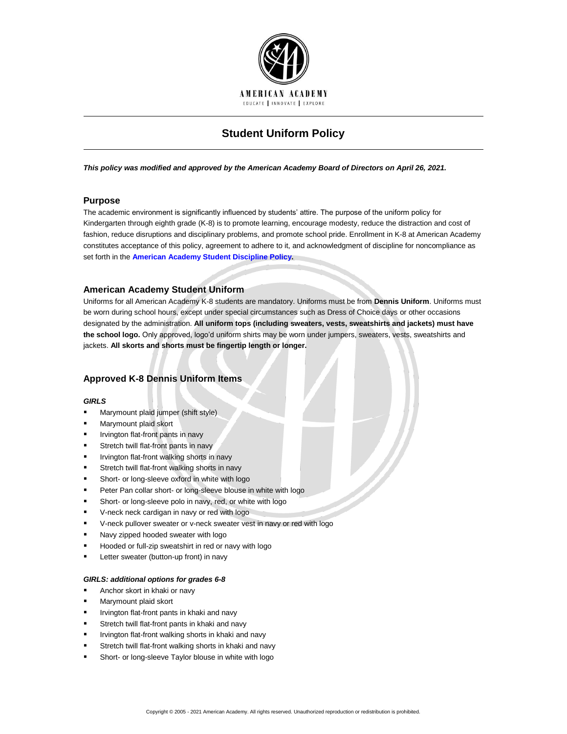AMERICAN ACADEMY

EDUCATE | INNOVATE | EXPLORE

# Student Uniform Policy

***This policy was modified and approved by the American Academy Board of Directors on April 26, 2021.***

## Purpose

The academic environment is significantly influenced by students' attire. The purpose of the uniform policy for Kindergarten through eighth grade (K-8) is to promote learning, encourage modesty, reduce the distraction and cost of fashion, reduce disruptions and disciplinary problems, and promote school pride. Enrollment in K-8 at American Academy constitutes acceptance of this policy, agreement to adhere to it, and acknowledgment of discipline for noncompliance as set forth in the **American Academy Student Discipline Policy.**

## American Academy Student Uniform

Uniforms for all American Academy K-8 students are mandatory. Uniforms must be from **Dennis Uniform**. Uniforms must be worn during school hours, except under special circumstances such as Dress of Choice days or other occasions designated by the administration. **All uniform tops (including sweaters, vests, sweatshirts and jackets) must have the school logo.** Only approved, logo'd uniform shirts may be worn under jumpers, sweaters, vests, sweatshirts and jackets. **All skorts and shorts must be fingertip length or longer.**

## Approved K-8 Dennis Uniform Items

***GIRLS***

- Marymount plaid jumper (shift style)
- Marymount plaid skort
- Irvington flat-front pants in navy
- Stretch twill flat-front pants in navy
- Irvington flat-front walking shorts in navy
- Stretch twill flat-front walking shorts in navy
- Short- or long-sleeve oxford in white with logo
- Peter Pan collar short- or long-sleeve blouse in white with logo
- Short- or long-sleeve polo in navy, red, or white with logo
- V-neck neck cardigan in navy or red with logo
- V-neck pullover sweater or v-neck sweater vest in navy or red with logo
- Navy zipped hooded sweater with logo
- Hooded or full-zip sweatshirt in red or navy with logo
- Letter sweater (button-up front) in navy

***GIRLS: additional options for grades 6-8***

- Anchor skort in khaki or navy
- Marymount plaid skort
- Irvington flat-front pants in khaki and navy
- Stretch twill flat-front pants in khaki and navy
- Irvington flat-front walking shorts in khaki and navy
- Stretch twill flat-front walking shorts in khaki and navy
- Short- or long-sleeve Taylor blouse in white with logo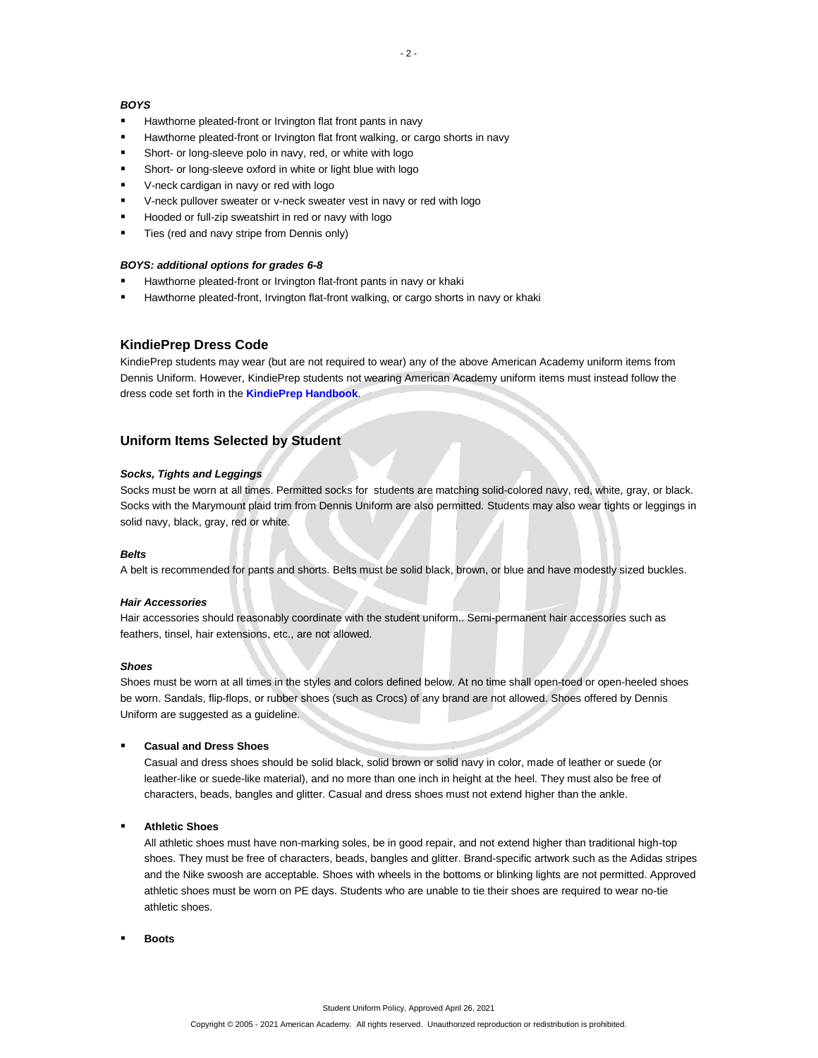***BOYS***

- Hawthorne pleated-front or Irvington flat front pants in navy
- Hawthorne pleated-front or Irvington flat front walking, or cargo shorts in navy
- Short- or long-sleeve polo in navy, red, or white with logo
- Short- or long-sleeve oxford in white or light blue with logo
- V-neck cardigan in navy or red with logo
- V-neck pullover sweater or v-neck sweater vest in navy or red with logo
- Hooded or full-zip sweatshirt in red or navy with logo
- Ties (red and navy stripe from Dennis only)

***BOYS: additional options for grades 6-8***

- Hawthorne pleated-front or Irvington flat-front pants in navy or khaki
- Hawthorne pleated-front, Irvington flat-front walking, or cargo shorts in navy or khaki

## KindiePrep Dress Code

KindiePrep students may wear (but are not required to wear) any of the above American Academy uniform items from Dennis Uniform. However, KindiePrep students not wearing American Academy uniform items must instead follow the dress code set forth in the **KindiePrep Handbook**.

## Uniform Items Selected by Student

***Socks, Tights and Leggings***

Socks must be worn at all times. Permitted socks for students are matching solid-colored navy, red, white, gray, or black. Socks with the Marymount plaid trim from Dennis Uniform are also permitted. Students may also wear tights or leggings in solid navy, black, gray, red or white.

***Belts***

A belt is recommended for pants and shorts. Belts must be solid black, brown, or blue and have modestly sized buckles.

***Hair Accessories***

Hair accessories should reasonably coordinate with the student uniform.. Semi-permanent hair accessories such as feathers, tinsel, hair extensions, etc., are not allowed.

***Shoes***

Shoes must be worn at all times in the styles and colors defined below. At no time shall open-toed or open-heeled shoes be worn. Sandals, flip-flops, or rubber shoes (such as Crocs) of any brand are not allowed. Shoes offered by Dennis Uniform are suggested as a guideline.

- **Casual and Dress Shoes**

  Casual and dress shoes should be solid black, solid brown or solid navy in color, made of leather or suede (or leather-like or suede-like material), and no more than one inch in height at the heel. They must also be free of characters, beads, bangles and glitter. Casual and dress shoes must not extend higher than the ankle.

- **Athletic Shoes**

  All athletic shoes must have non-marking soles, be in good repair, and not extend higher than traditional high-top shoes. They must be free of characters, beads, bangles and glitter. Brand-specific artwork such as the Adidas stripes and the Nike swoosh are acceptable. Shoes with wheels in the bottoms or blinking lights are not permitted. Approved athletic shoes must be worn on PE days. Students who are unable to tie their shoes are required to wear no-tie athletic shoes.

- **Boots**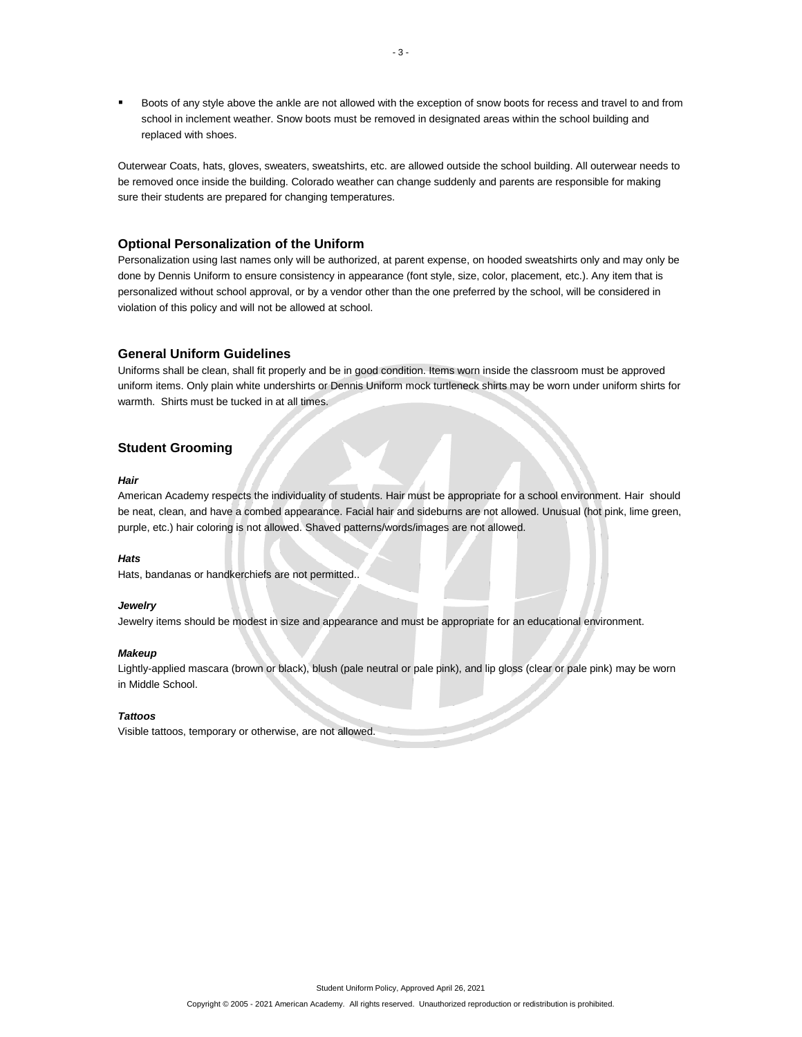- Boots of any style above the ankle are not allowed with the exception of snow boots for recess and travel to and from school in inclement weather. Snow boots must be removed in designated areas within the school building and replaced with shoes.

Outerwear Coats, hats, gloves, sweaters, sweatshirts, etc. are allowed outside the school building. All outerwear needs to be removed once inside the building. Colorado weather can change suddenly and parents are responsible for making sure their students are prepared for changing temperatures.

## Optional Personalization of the Uniform

Personalization using last names only will be authorized, at parent expense, on hooded sweatshirts only and may only be done by Dennis Uniform to ensure consistency in appearance (font style, size, color, placement, etc.). Any item that is personalized without school approval, or by a vendor other than the one preferred by the school, will be considered in violation of this policy and will not be allowed at school.

## General Uniform Guidelines

Uniforms shall be clean, shall fit properly and be in good condition. Items worn inside the classroom must be approved uniform items. Only plain white undershirts or Dennis Uniform mock turtleneck shirts may be worn under uniform shirts for warmth. Shirts must be tucked in at all times.

## Student Grooming

***Hair***

American Academy respects the individuality of students. Hair must be appropriate for a school environment. Hair should be neat, clean, and have a combed appearance. Facial hair and sideburns are not allowed. Unusual (hot pink, lime green, purple, etc.) hair coloring is not allowed. Shaved patterns/words/images are not allowed.

***Hats***

Hats, bandanas or handkerchiefs are not permitted..

***Jewelry***

Jewelry items should be modest in size and appearance and must be appropriate for an educational environment.

***Makeup***

Lightly-applied mascara (brown or black), blush (pale neutral or pale pink), and lip gloss (clear or pale pink) may be worn in Middle School.

***Tattoos***

Visible tattoos, temporary or otherwise, are not allowed.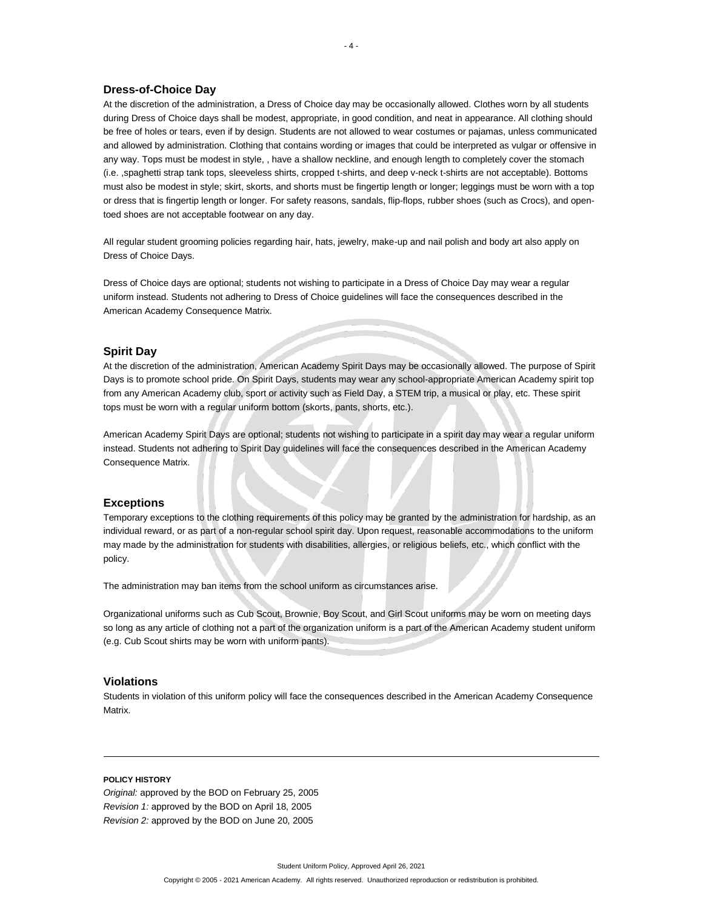## Dress-of-Choice Day

At the discretion of the administration, a Dress of Choice day may be occasionally allowed. Clothes worn by all students during Dress of Choice days shall be modest, appropriate, in good condition, and neat in appearance. All clothing should be free of holes or tears, even if by design. Students are not allowed to wear costumes or pajamas, unless communicated and allowed by administration. Clothing that contains wording or images that could be interpreted as vulgar or offensive in any way. Tops must be modest in style, , have a shallow neckline, and enough length to completely cover the stomach (i.e. ,spaghetti strap tank tops, sleeveless shirts, cropped t-shirts, and deep v-neck t-shirts are not acceptable). Bottoms must also be modest in style; skirt, skorts, and shorts must be fingertip length or longer; leggings must be worn with a top or dress that is fingertip length or longer. For safety reasons, sandals, flip-flops, rubber shoes (such as Crocs), and open-toed shoes are not acceptable footwear on any day.

All regular student grooming policies regarding hair, hats, jewelry, make-up and nail polish and body art also apply on Dress of Choice Days.

Dress of Choice days are optional; students not wishing to participate in a Dress of Choice Day may wear a regular uniform instead. Students not adhering to Dress of Choice guidelines will face the consequences described in the American Academy Consequence Matrix.

## Spirit Day

At the discretion of the administration, American Academy Spirit Days may be occasionally allowed. The purpose of Spirit Days is to promote school pride. On Spirit Days, students may wear any school-appropriate American Academy spirit top from any American Academy club, sport or activity such as Field Day, a STEM trip, a musical or play, etc. These spirit tops must be worn with a regular uniform bottom (skorts, pants, shorts, etc.).

American Academy Spirit Days are optional; students not wishing to participate in a spirit day may wear a regular uniform instead. Students not adhering to Spirit Day guidelines will face the consequences described in the American Academy Consequence Matrix.

## Exceptions

Temporary exceptions to the clothing requirements of this policy may be granted by the administration for hardship, as an individual reward, or as part of a non-regular school spirit day. Upon request, reasonable accommodations to the uniform may made by the administration for students with disabilities, allergies, or religious beliefs, etc., which conflict with the policy.

The administration may ban items from the school uniform as circumstances arise.

Organizational uniforms such as Cub Scout, Brownie, Boy Scout, and Girl Scout uniforms may be worn on meeting days so long as any article of clothing not a part of the organization uniform is a part of the American Academy student uniform (e.g. Cub Scout shirts may be worn with uniform pants).

## Violations

Students in violation of this uniform policy will face the consequences described in the American Academy Consequence Matrix.

---

**POLICY HISTORY**

*Original:* approved by the BOD on February 25, 2005
*Revision 1:* approved by the BOD on April 18, 2005
*Revision 2:* approved by the BOD on June 20, 2005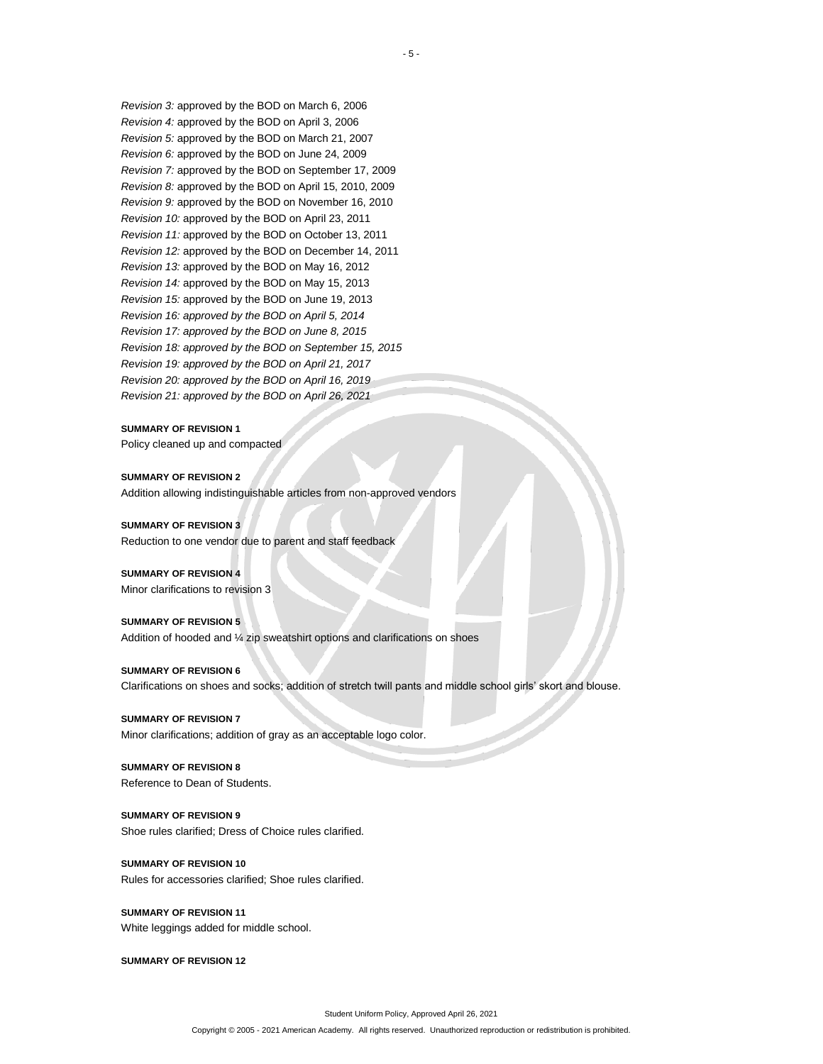*Revision 3:* approved by the BOD on March 6, 2006
*Revision 4:* approved by the BOD on April 3, 2006
*Revision 5:* approved by the BOD on March 21, 2007
*Revision 6:* approved by the BOD on June 24, 2009
*Revision 7:* approved by the BOD on September 17, 2009
*Revision 8:* approved by the BOD on April 15, 2010, 2009
*Revision 9:* approved by the BOD on November 16, 2010
*Revision 10:* approved by the BOD on April 23, 2011
*Revision 11:* approved by the BOD on October 13, 2011
*Revision 12:* approved by the BOD on December 14, 2011
*Revision 13:* approved by the BOD on May 16, 2012
*Revision 14:* approved by the BOD on May 15, 2013
*Revision 15:* approved by the BOD on June 19, 2013
*Revision 16: approved by the BOD on April 5, 2014*
*Revision 17: approved by the BOD on June 8, 2015*
*Revision 18: approved by the BOD on September 15, 2015*
*Revision 19: approved by the BOD on April 21, 2017*
*Revision 20: approved by the BOD on April 16, 2019*
*Revision 21: approved by the BOD on April 26, 2021*

**SUMMARY OF REVISION 1**
Policy cleaned up and compacted

**SUMMARY OF REVISION 2**
Addition allowing indistinguishable articles from non-approved vendors

**SUMMARY OF REVISION 3**
Reduction to one vendor due to parent and staff feedback

**SUMMARY OF REVISION 4**
Minor clarifications to revision 3

**SUMMARY OF REVISION 5**
Addition of hooded and ¼ zip sweatshirt options and clarifications on shoes

**SUMMARY OF REVISION 6**
Clarifications on shoes and socks; addition of stretch twill pants and middle school girls' skort and blouse.

**SUMMARY OF REVISION 7**
Minor clarifications; addition of gray as an acceptable logo color.

**SUMMARY OF REVISION 8**
Reference to Dean of Students.

**SUMMARY OF REVISION 9**
Shoe rules clarified; Dress of Choice rules clarified.

**SUMMARY OF REVISION 10**
Rules for accessories clarified; Shoe rules clarified.

**SUMMARY OF REVISION 11**
White leggings added for middle school.

**SUMMARY OF REVISION 12**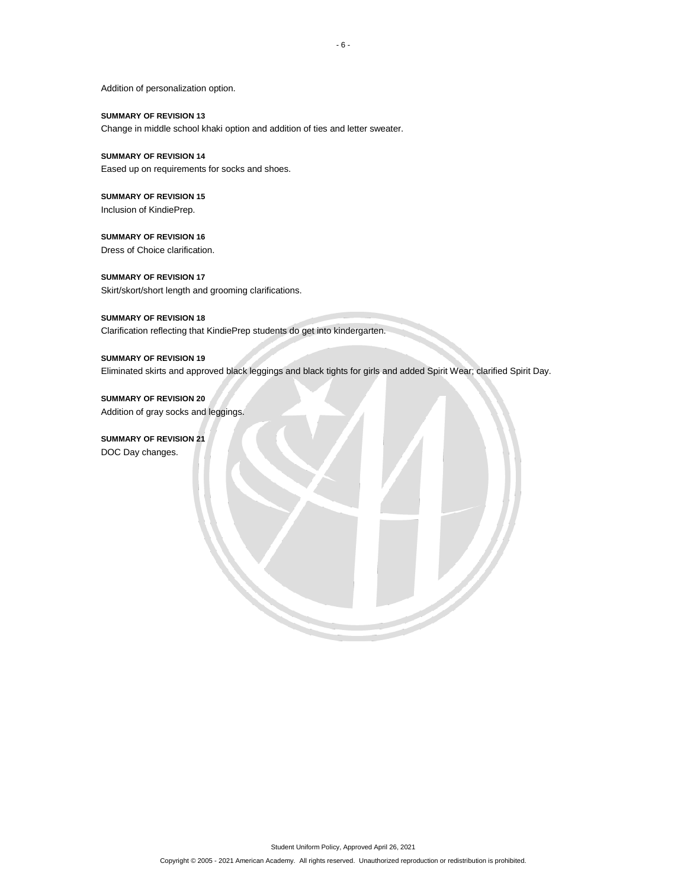Addition of personalization option.

**SUMMARY OF REVISION 13**

Change in middle school khaki option and addition of ties and letter sweater.

**SUMMARY OF REVISION 14**

Eased up on requirements for socks and shoes.

**SUMMARY OF REVISION 15**

Inclusion of KindiePrep.

**SUMMARY OF REVISION 16**

Dress of Choice clarification.

**SUMMARY OF REVISION 17**

Skirt/skort/short length and grooming clarifications.

**SUMMARY OF REVISION 18**

Clarification reflecting that KindiePrep students do get into kindergarten.

**SUMMARY OF REVISION 19**

Eliminated skirts and approved black leggings and black tights for girls and added Spirit Wear; clarified Spirit Day.

**SUMMARY OF REVISION 20**

Addition of gray socks and leggings.

**SUMMARY OF REVISION 21**

DOC Day changes.